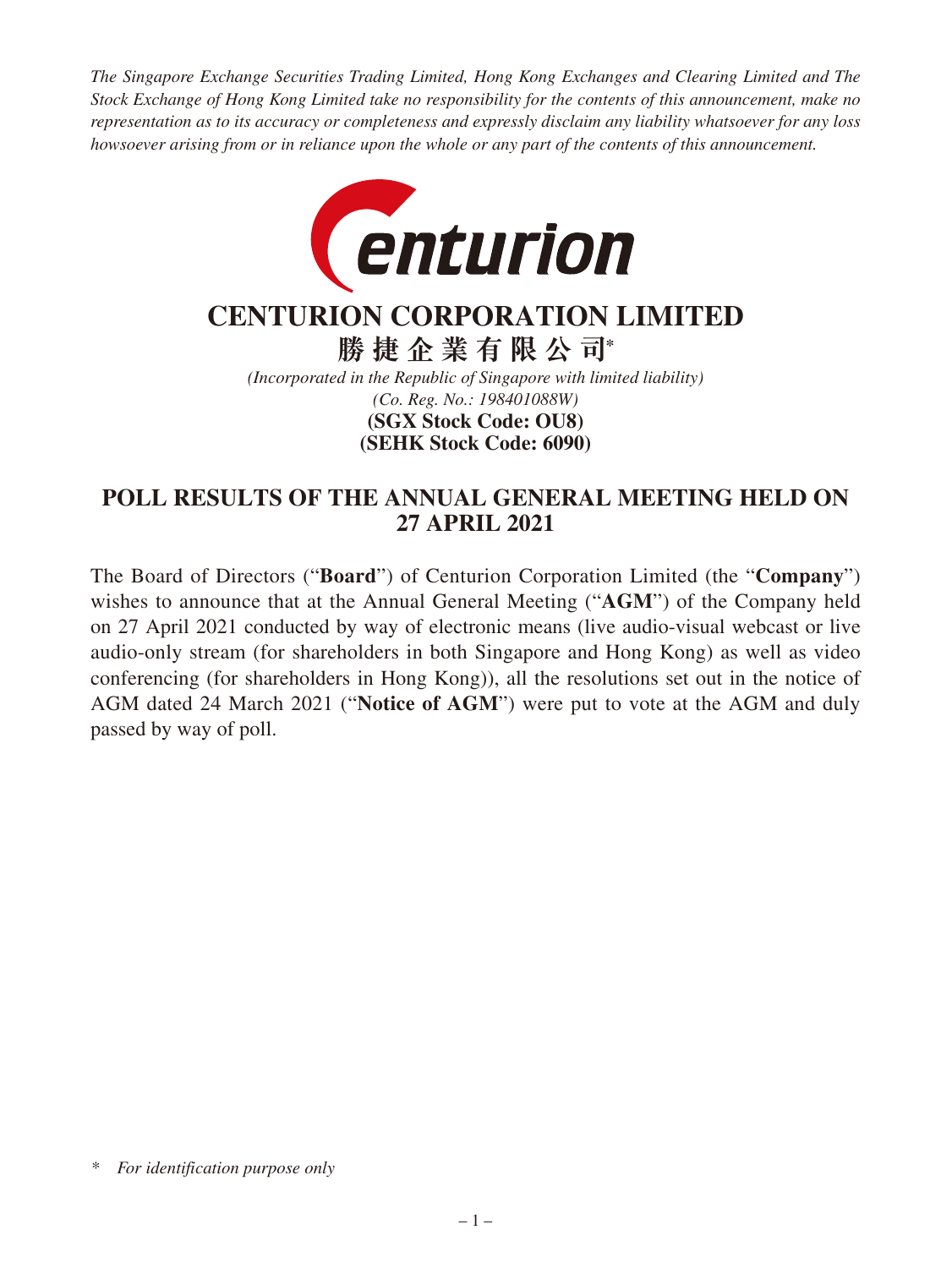*The Singapore Exchange Securities Trading Limited, Hong Kong Exchanges and Clearing Limited and The Stock Exchange of Hong Kong Limited take no responsibility for the contents of this announcement, make no representation as to its accuracy or completeness and expressly disclaim any liability whatsoever for any loss howsoever arising from or in reliance upon the whole or any part of the contents of this announcement.*

# CENTURION CORPORATION LIMITED

# 勝捷企業有限公司*

*(Incorporated in the Republic of Singapore with limited liability)*
*(Co. Reg. No.: 198401088W)*
**(SGX Stock Code: OU8)**
**(SEHK Stock Code: 6090)**

## POLL RESULTS OF THE ANNUAL GENERAL MEETING HELD ON 27 APRIL 2021

The Board of Directors ("**Board**") of Centurion Corporation Limited (the "**Company**") wishes to announce that at the Annual General Meeting ("**AGM**") of the Company held on 27 April 2021 conducted by way of electronic means (live audio-visual webcast or live audio-only stream (for shareholders in both Singapore and Hong Kong) as well as video conferencing (for shareholders in Hong Kong)), all the resolutions set out in the notice of AGM dated 24 March 2021 ("**Notice of AGM**") were put to vote at the AGM and duly passed by way of poll.

\* *For identification purpose only*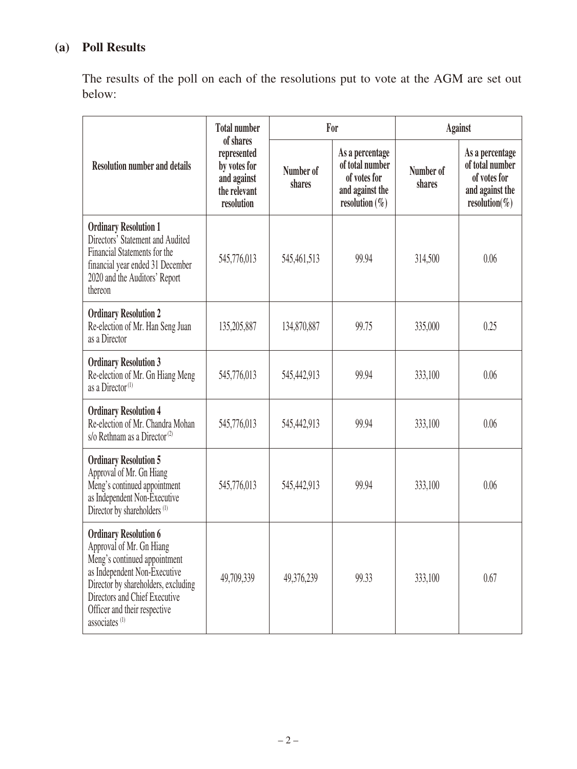### (a) Poll Results

The results of the poll on each of the resolutions put to vote at the AGM are set out below:

| Resolution number and details | Total number of shares represented by votes for and against the relevant resolution | For | | Against | |
|---|---|---|---|---|---|
| | | Number of shares | As a percentage of total number of votes for and against the resolution (%) | Number of shares | As a percentage of total number of votes for and against the resolution(%) |
| **Ordinary Resolution 1** Directors' Statement and Audited Financial Statements for the financial year ended 31 December 2020 and the Auditors' Report thereon | 545,776,013 | 545,461,513 | 99.94 | 314,500 | 0.06 |
| **Ordinary Resolution 2** Re-election of Mr. Han Seng Juan as a Director | 135,205,887 | 134,870,887 | 99.75 | 335,000 | 0.25 |
| **Ordinary Resolution 3** Re-election of Mr. Gn Hiang Meng as a Director [(1)] | 545,776,013 | 545,442,913 | 99.94 | 333,100 | 0.06 |
| **Ordinary Resolution 4** Re-election of Mr. Chandra Mohan s/o Rethnam as a Director [(2)] | 545,776,013 | 545,442,913 | 99.94 | 333,100 | 0.06 |
| **Ordinary Resolution 5** Approval of Mr. Gn Hiang Meng's continued appointment as Independent Non-Executive Director by shareholders [(1)] | 545,776,013 | 545,442,913 | 99.94 | 333,100 | 0.06 |
| **Ordinary Resolution 6** Approval of Mr. Gn Hiang Meng's continued appointment as Independent Non-Executive Director by shareholders, excluding Directors and Chief Executive Officer and their respective associates [(1)] | 49,709,339 | 49,376,239 | 99.33 | 333,100 | 0.67 |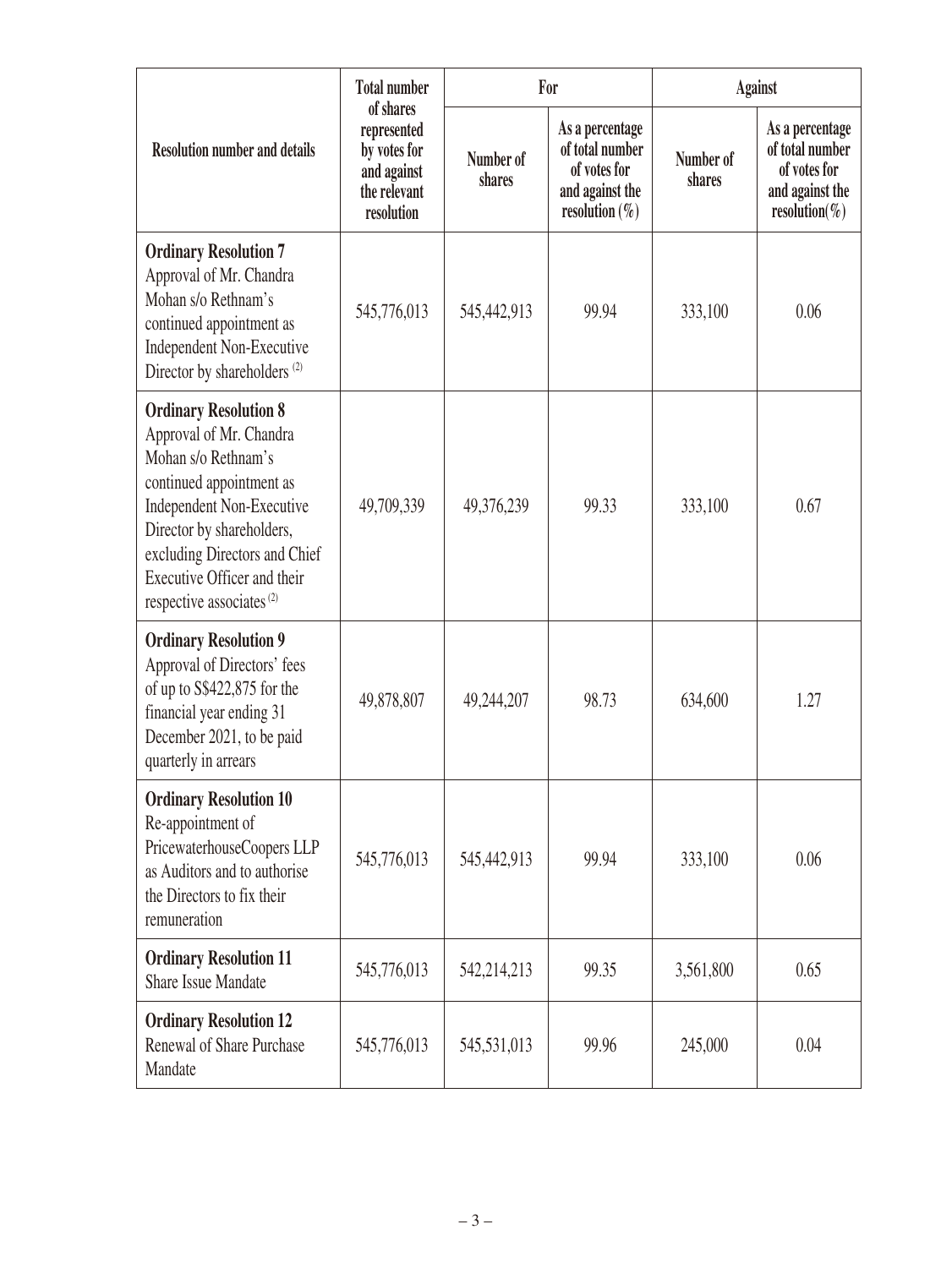| Resolution number and details | Total number of shares represented by votes for and against the relevant resolution | For | | Against | |
|---|---|---|---|---|---|
| | | Number of shares | As a percentage of total number of votes for and against the resolution (%) | Number of shares | As a percentage of total number of votes for and against the resolution(%) |
| **Ordinary Resolution 7** Approval of Mr. Chandra Mohan s/o Rethnam's continued appointment as Independent Non-Executive Director by shareholders [(2)] | 545,776,013 | 545,442,913 | 99.94 | 333,100 | 0.06 |
| **Ordinary Resolution 8** Approval of Mr. Chandra Mohan s/o Rethnam's continued appointment as Independent Non-Executive Director by shareholders, excluding Directors and Chief Executive Officer and their respective associates [(2)] | 49,709,339 | 49,376,239 | 99.33 | 333,100 | 0.67 |
| **Ordinary Resolution 9** Approval of Directors' fees of up to S$422,875 for the financial year ending 31 December 2021, to be paid quarterly in arrears | 49,878,807 | 49,244,207 | 98.73 | 634,600 | 1.27 |
| **Ordinary Resolution 10** Re-appointment of PricewaterhouseCoopers LLP as Auditors and to authorise the Directors to fix their remuneration | 545,776,013 | 545,442,913 | 99.94 | 333,100 | 0.06 |
| **Ordinary Resolution 11** Share Issue Mandate | 545,776,013 | 542,214,213 | 99.35 | 3,561,800 | 0.65 |
| **Ordinary Resolution 12** Renewal of Share Purchase Mandate | 545,776,013 | 545,531,013 | 99.96 | 245,000 | 0.04 |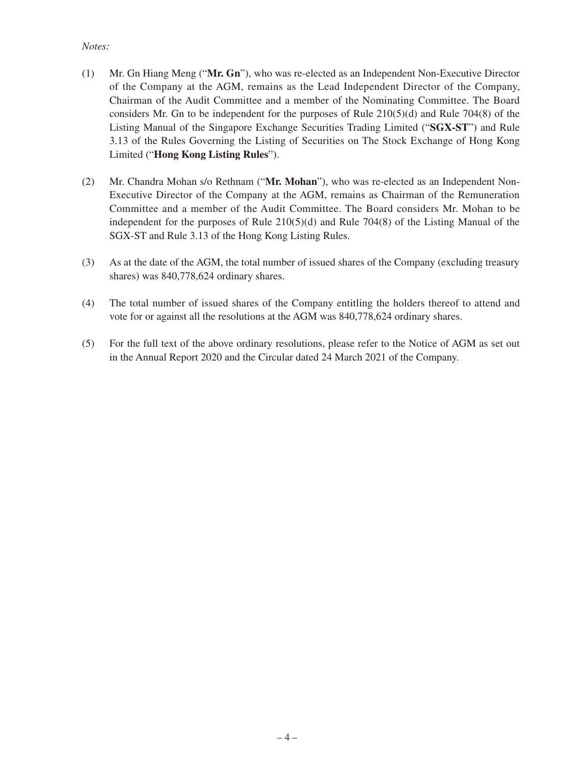*Notes:*

(1) Mr. Gn Hiang Meng ("**Mr. Gn**"), who was re-elected as an Independent Non-Executive Director of the Company at the AGM, remains as the Lead Independent Director of the Company, Chairman of the Audit Committee and a member of the Nominating Committee. The Board considers Mr. Gn to be independent for the purposes of Rule 210(5)(d) and Rule 704(8) of the Listing Manual of the Singapore Exchange Securities Trading Limited ("**SGX-ST**") and Rule 3.13 of the Rules Governing the Listing of Securities on The Stock Exchange of Hong Kong Limited ("**Hong Kong Listing Rules**").

(2) Mr. Chandra Mohan s/o Rethnam ("**Mr. Mohan**"), who was re-elected as an Independent Non-Executive Director of the Company at the AGM, remains as Chairman of the Remuneration Committee and a member of the Audit Committee. The Board considers Mr. Mohan to be independent for the purposes of Rule 210(5)(d) and Rule 704(8) of the Listing Manual of the SGX-ST and Rule 3.13 of the Hong Kong Listing Rules.

(3) As at the date of the AGM, the total number of issued shares of the Company (excluding treasury shares) was 840,778,624 ordinary shares.

(4) The total number of issued shares of the Company entitling the holders thereof to attend and vote for or against all the resolutions at the AGM was 840,778,624 ordinary shares.

(5) For the full text of the above ordinary resolutions, please refer to the Notice of AGM as set out in the Annual Report 2020 and the Circular dated 24 March 2021 of the Company.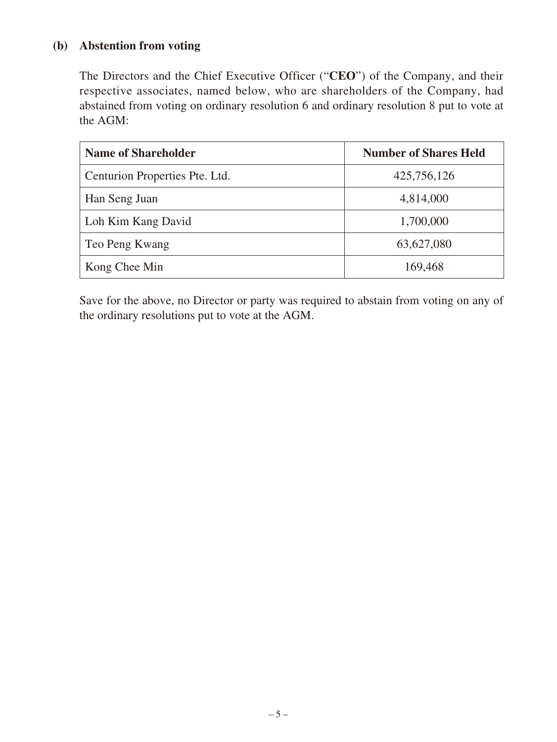**(b) Abstention from voting**

The Directors and the Chief Executive Officer ("**CEO**") of the Company, and their respective associates, named below, who are shareholders of the Company, had abstained from voting on ordinary resolution 6 and ordinary resolution 8 put to vote at the AGM:

| Name of Shareholder | Number of Shares Held |
|---|---|
| Centurion Properties Pte. Ltd. | 425,756,126 |
| Han Seng Juan | 4,814,000 |
| Loh Kim Kang David | 1,700,000 |
| Teo Peng Kwang | 63,627,080 |
| Kong Chee Min | 169,468 |

Save for the above, no Director or party was required to abstain from voting on any of the ordinary resolutions put to vote at the AGM.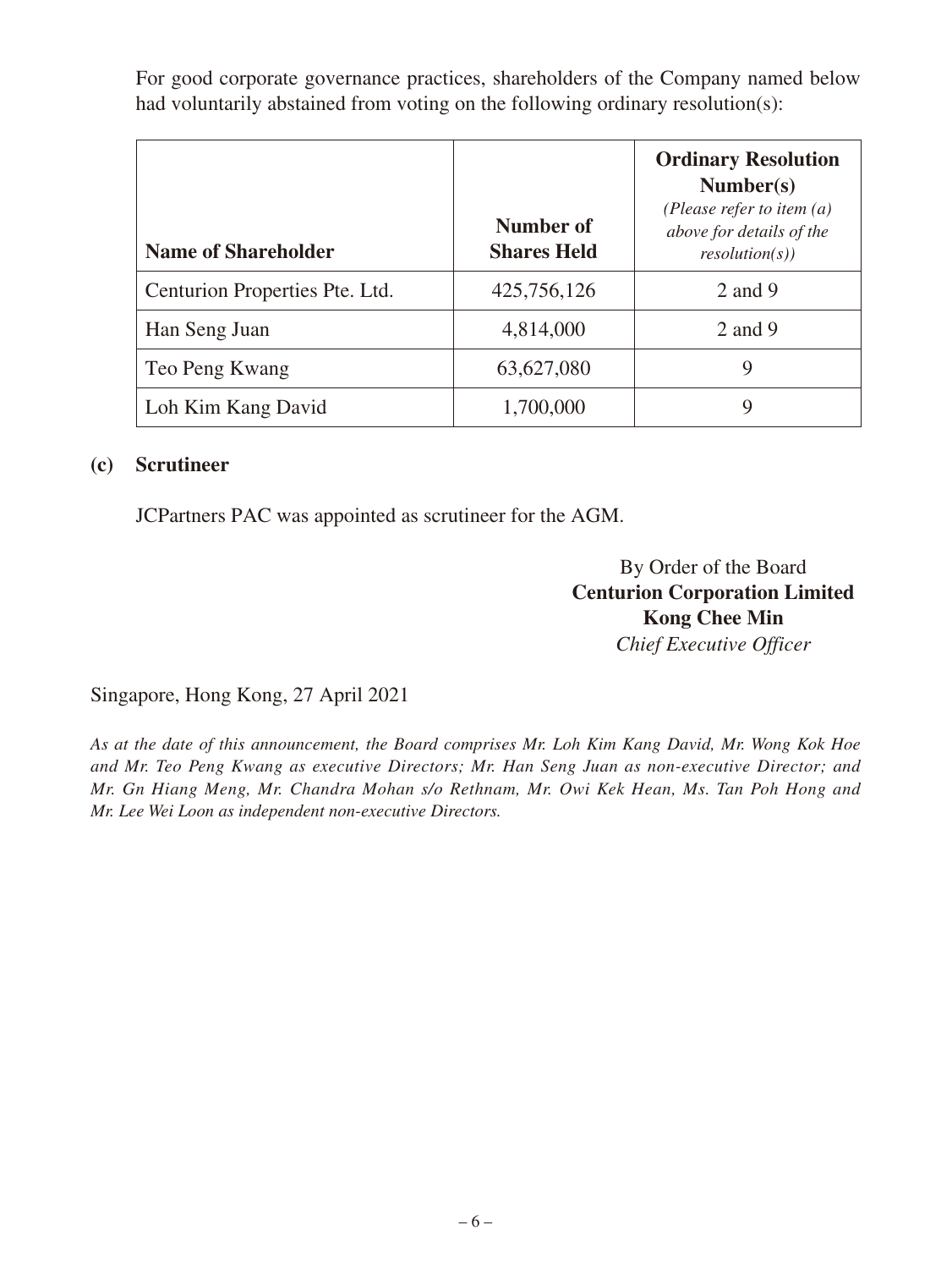For good corporate governance practices, shareholders of the Company named below had voluntarily abstained from voting on the following ordinary resolution(s):

| **Name of Shareholder** | **Number of Shares Held** | **Ordinary Resolution Number(s)** *(Please refer to item (a) above for details of the resolution(s))* |
|---|---|---|
| Centurion Properties Pte. Ltd. | 425,756,126 | 2 and 9 |
| Han Seng Juan | 4,814,000 | 2 and 9 |
| Teo Peng Kwang | 63,627,080 | 9 |
| Loh Kim Kang David | 1,700,000 | 9 |

**(c) Scrutineer**

JCPartners PAC was appointed as scrutineer for the AGM.

By Order of the Board
**Centurion Corporation Limited**
**Kong Chee Min**
*Chief Executive Officer*

Singapore, Hong Kong, 27 April 2021

*As at the date of this announcement, the Board comprises Mr. Loh Kim Kang David, Mr. Wong Kok Hoe and Mr. Teo Peng Kwang as executive Directors; Mr. Han Seng Juan as non-executive Director; and Mr. Gn Hiang Meng, Mr. Chandra Mohan s/o Rethnam, Mr. Owi Kek Hean, Ms. Tan Poh Hong and Mr. Lee Wei Loon as independent non-executive Directors.*